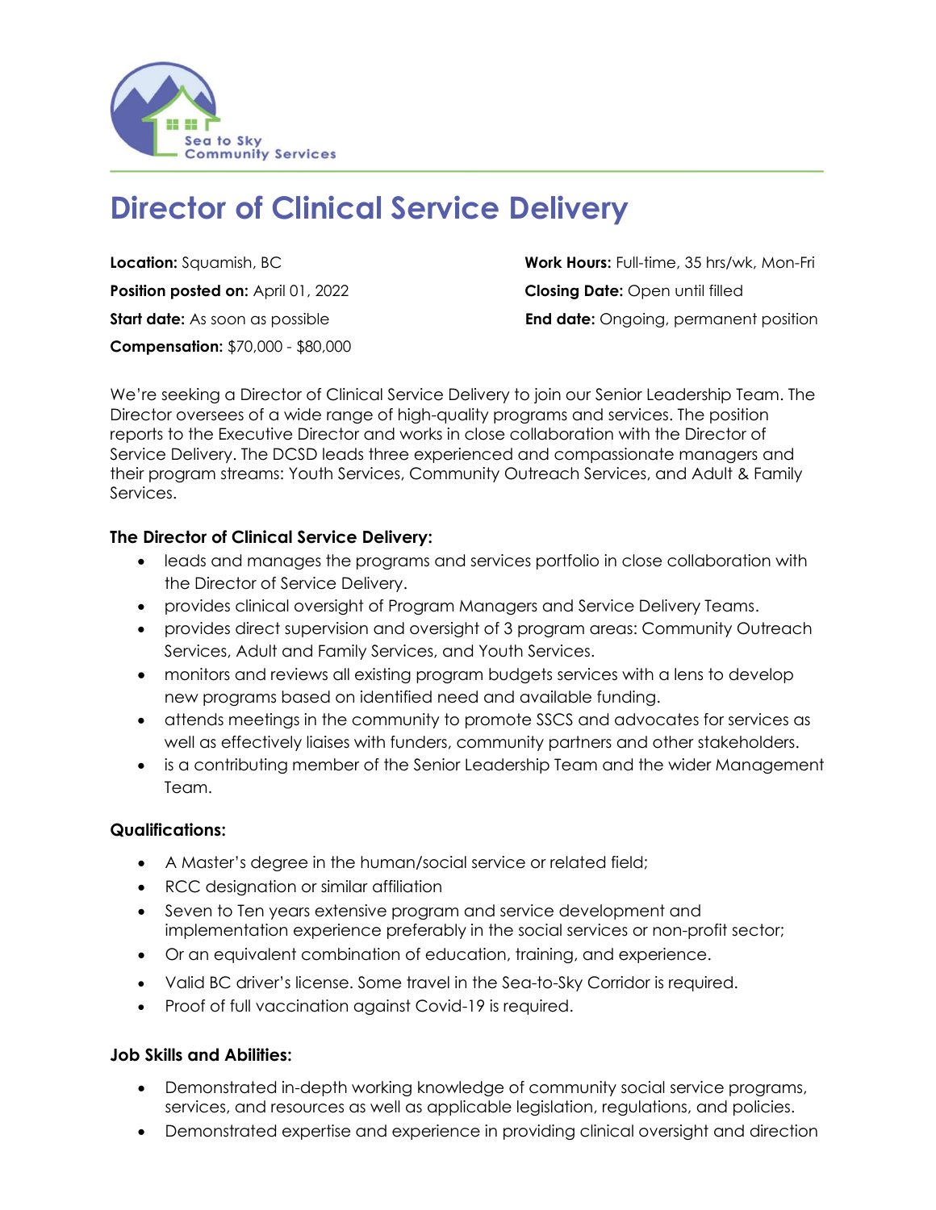Sea to Sky Community Services

# Director of Clinical Service Delivery

**Location:** Squamish, BC

**Position posted on:** April 01, 2022

**Start date:** As soon as possible

**Compensation:** $70,000 - $80,000

**Work Hours:** Full-time, 35 hrs/wk, Mon-Fri

**Closing Date:** Open until filled

**End date:** Ongoing, permanent position

We're seeking a Director of Clinical Service Delivery to join our Senior Leadership Team. The Director oversees of a wide range of high-quality programs and services. The position reports to the Executive Director and works in close collaboration with the Director of Service Delivery. The DCSD leads three experienced and compassionate managers and their program streams: Youth Services, Community Outreach Services, and Adult & Family Services.

### The Director of Clinical Service Delivery:

- leads and manages the programs and services portfolio in close collaboration with the Director of Service Delivery.
- provides clinical oversight of Program Managers and Service Delivery Teams.
- provides direct supervision and oversight of 3 program areas: Community Outreach Services, Adult and Family Services, and Youth Services.
- monitors and reviews all existing program budgets services with a lens to develop new programs based on identified need and available funding.
- attends meetings in the community to promote SSCS and advocates for services as well as effectively liaises with funders, community partners and other stakeholders.
- is a contributing member of the Senior Leadership Team and the wider Management Team.

### Qualifications:

- A Master's degree in the human/social service or related field;
- RCC designation or similar affiliation
- Seven to Ten years extensive program and service development and implementation experience preferably in the social services or non-profit sector;
- Or an equivalent combination of education, training, and experience.
- Valid BC driver's license. Some travel in the Sea-to-Sky Corridor is required.
- Proof of full vaccination against Covid-19 is required.

### Job Skills and Abilities:

- Demonstrated in-depth working knowledge of community social service programs, services, and resources as well as applicable legislation, regulations, and policies.
- Demonstrated expertise and experience in providing clinical oversight and direction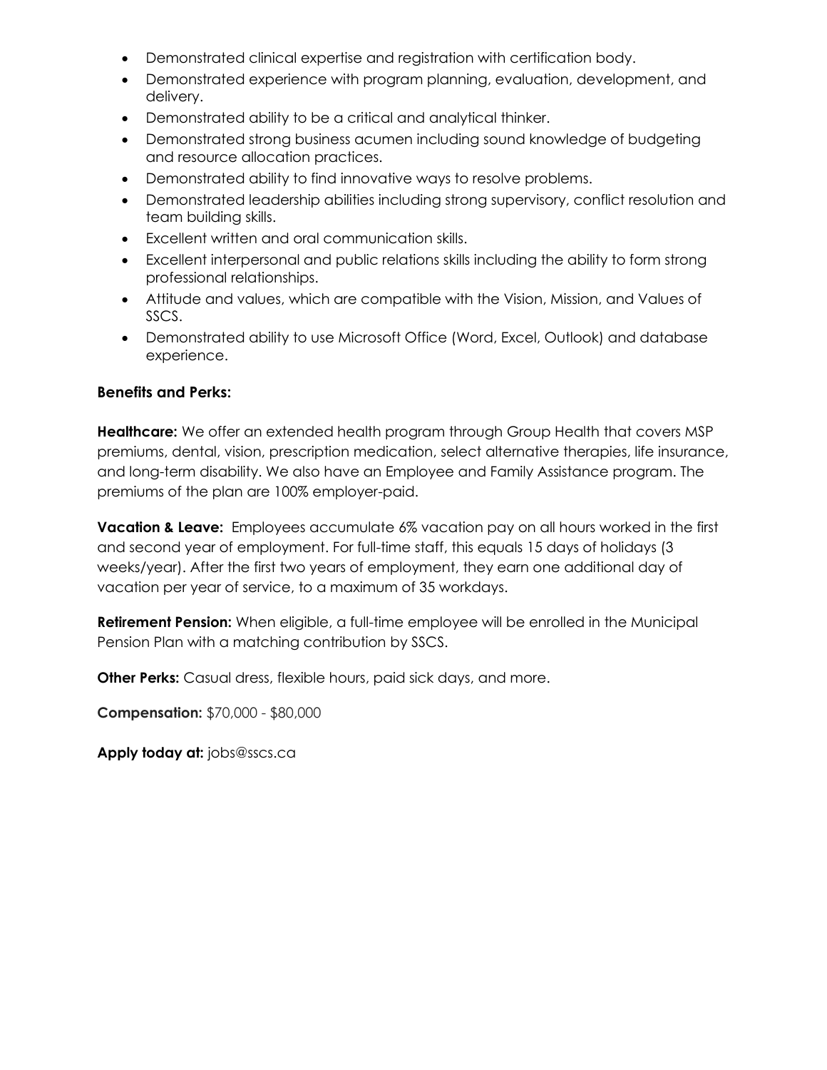- Demonstrated clinical expertise and registration with certification body.
- Demonstrated experience with program planning, evaluation, development, and delivery.
- Demonstrated ability to be a critical and analytical thinker.
- Demonstrated strong business acumen including sound knowledge of budgeting and resource allocation practices.
- Demonstrated ability to find innovative ways to resolve problems.
- Demonstrated leadership abilities including strong supervisory, conflict resolution and team building skills.
- Excellent written and oral communication skills.
- Excellent interpersonal and public relations skills including the ability to form strong professional relationships.
- Attitude and values, which are compatible with the Vision, Mission, and Values of SSCS.
- Demonstrated ability to use Microsoft Office (Word, Excel, Outlook) and database experience.

**Benefits and Perks:**

**Healthcare:** We offer an extended health program through Group Health that covers MSP premiums, dental, vision, prescription medication, select alternative therapies, life insurance, and long-term disability. We also have an Employee and Family Assistance program. The premiums of the plan are 100% employer-paid.

**Vacation & Leave:** Employees accumulate 6% vacation pay on all hours worked in the first and second year of employment. For full-time staff, this equals 15 days of holidays (3 weeks/year). After the first two years of employment, they earn one additional day of vacation per year of service, to a maximum of 35 workdays.

**Retirement Pension:** When eligible, a full-time employee will be enrolled in the Municipal Pension Plan with a matching contribution by SSCS.

**Other Perks:** Casual dress, flexible hours, paid sick days, and more.

**Compensation:** $70,000 - $80,000

**Apply today at:** jobs@sscs.ca